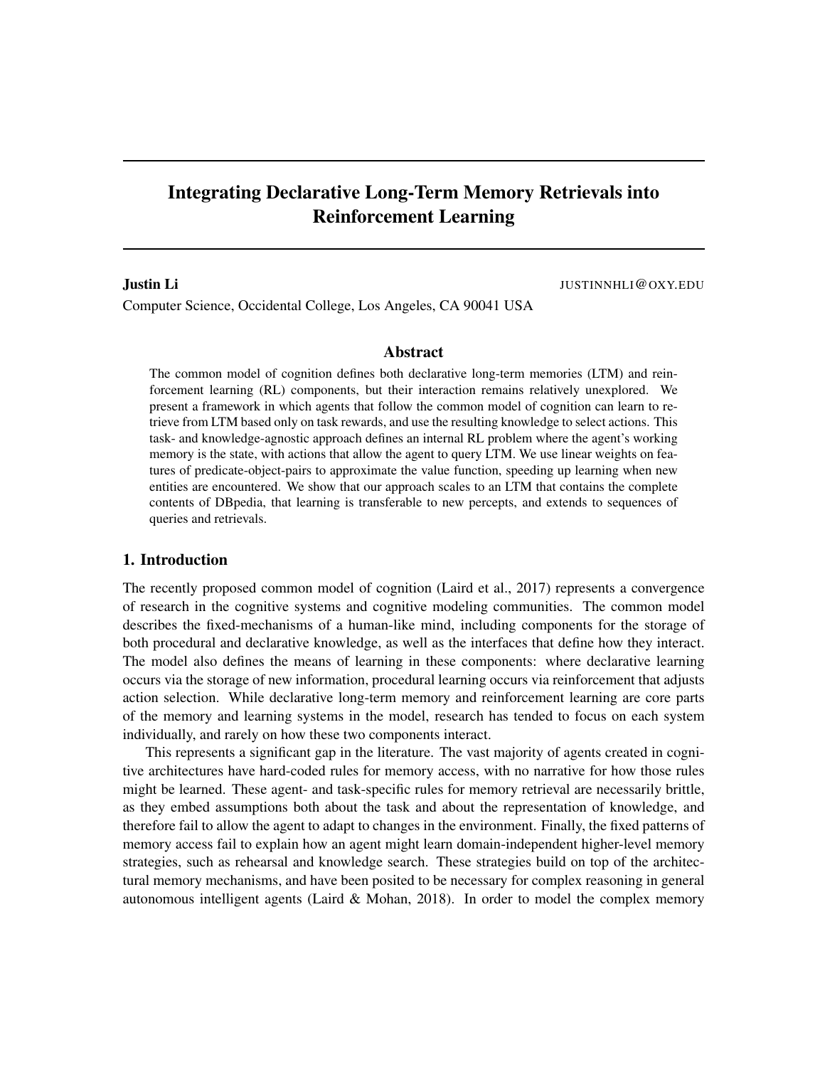# Integrating Declarative Long-Term Memory Retrievals into Reinforcement Learning

**Justin Li** JUSTINNHLI@OXY.EDU

Computer Science, Occidental College, Los Angeles, CA 90041 USA

## Abstract

The common model of cognition defines both declarative long-term memories (LTM) and reinforcement learning (RL) components, but their interaction remains relatively unexplored. We present a framework in which agents that follow the common model of cognition can learn to retrieve from LTM based only on task rewards, and use the resulting knowledge to select actions. This task- and knowledge-agnostic approach defines an internal RL problem where the agent's working memory is the state, with actions that allow the agent to query LTM. We use linear weights on features of predicate-object-pairs to approximate the value function, speeding up learning when new entities are encountered. We show that our approach scales to an LTM that contains the complete contents of DBpedia, that learning is transferable to new percepts, and extends to sequences of queries and retrievals.

## 1. Introduction

The recently proposed common model of cognition (Laird et al., 2017) represents a convergence of research in the cognitive systems and cognitive modeling communities. The common model describes the fixed-mechanisms of a human-like mind, including components for the storage of both procedural and declarative knowledge, as well as the interfaces that define how they interact. The model also defines the means of learning in these components: where declarative learning occurs via the storage of new information, procedural learning occurs via reinforcement that adjusts action selection. While declarative long-term memory and reinforcement learning are core parts of the memory and learning systems in the model, research has tended to focus on each system individually, and rarely on how these two components interact.

This represents a significant gap in the literature. The vast majority of agents created in cognitive architectures have hard-coded rules for memory access, with no narrative for how those rules might be learned. These agent- and task-specific rules for memory retrieval are necessarily brittle, as they embed assumptions both about the task and about the representation of knowledge, and therefore fail to allow the agent to adapt to changes in the environment. Finally, the fixed patterns of memory access fail to explain how an agent might learn domain-independent higher-level memory strategies, such as rehearsal and knowledge search. These strategies build on top of the architectural memory mechanisms, and have been posited to be necessary for complex reasoning in general autonomous intelligent agents (Laird & Mohan, 2018). In order to model the complex memory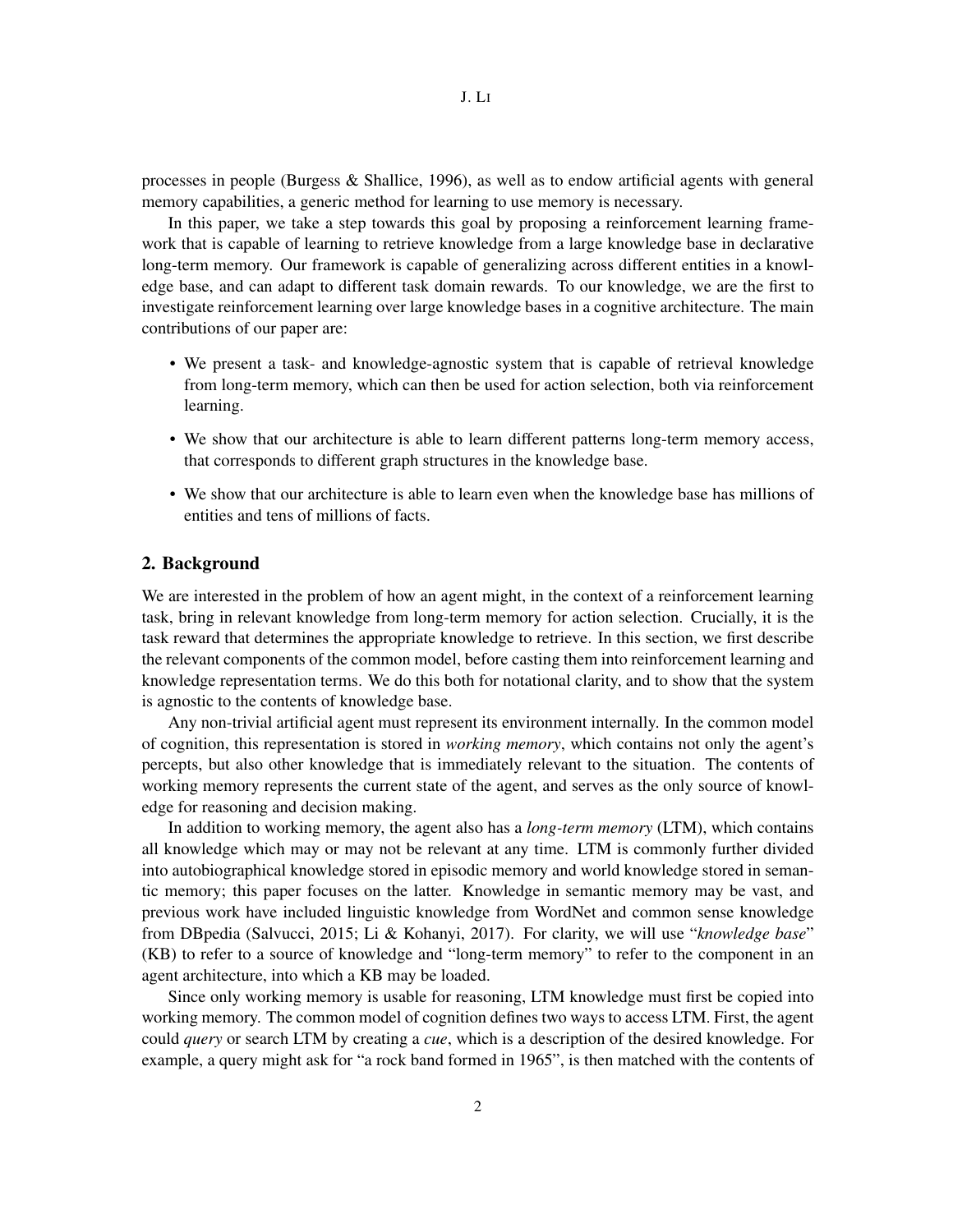processes in people (Burgess & Shallice, 1996), as well as to endow artificial agents with general memory capabilities, a generic method for learning to use memory is necessary.

In this paper, we take a step towards this goal by proposing a reinforcement learning framework that is capable of learning to retrieve knowledge from a large knowledge base in declarative long-term memory. Our framework is capable of generalizing across different entities in a knowledge base, and can adapt to different task domain rewards. To our knowledge, we are the first to investigate reinforcement learning over large knowledge bases in a cognitive architecture. The main contributions of our paper are:

- We present a task- and knowledge-agnostic system that is capable of retrieval knowledge from long-term memory, which can then be used for action selection, both via reinforcement learning.
- We show that our architecture is able to learn different patterns long-term memory access, that corresponds to different graph structures in the knowledge base.
- We show that our architecture is able to learn even when the knowledge base has millions of entities and tens of millions of facts.

## 2. Background

We are interested in the problem of how an agent might, in the context of a reinforcement learning task, bring in relevant knowledge from long-term memory for action selection. Crucially, it is the task reward that determines the appropriate knowledge to retrieve. In this section, we first describe the relevant components of the common model, before casting them into reinforcement learning and knowledge representation terms. We do this both for notational clarity, and to show that the system is agnostic to the contents of knowledge base.

Any non-trivial artificial agent must represent its environment internally. In the common model of cognition, this representation is stored in *working memory*, which contains not only the agent's percepts, but also other knowledge that is immediately relevant to the situation. The contents of working memory represents the current state of the agent, and serves as the only source of knowledge for reasoning and decision making.

In addition to working memory, the agent also has a *long-term memory* (LTM), which contains all knowledge which may or may not be relevant at any time. LTM is commonly further divided into autobiographical knowledge stored in episodic memory and world knowledge stored in semantic memory; this paper focuses on the latter. Knowledge in semantic memory may be vast, and previous work have included linguistic knowledge from WordNet and common sense knowledge from DBpedia (Salvucci, 2015; Li & Kohanyi, 2017). For clarity, we will use "*knowledge base*" (KB) to refer to a source of knowledge and "long-term memory" to refer to the component in an agent architecture, into which a KB may be loaded.

Since only working memory is usable for reasoning, LTM knowledge must first be copied into working memory. The common model of cognition defines two ways to access LTM. First, the agent could *query* or search LTM by creating a *cue*, which is a description of the desired knowledge. For example, a query might ask for "a rock band formed in 1965", is then matched with the contents of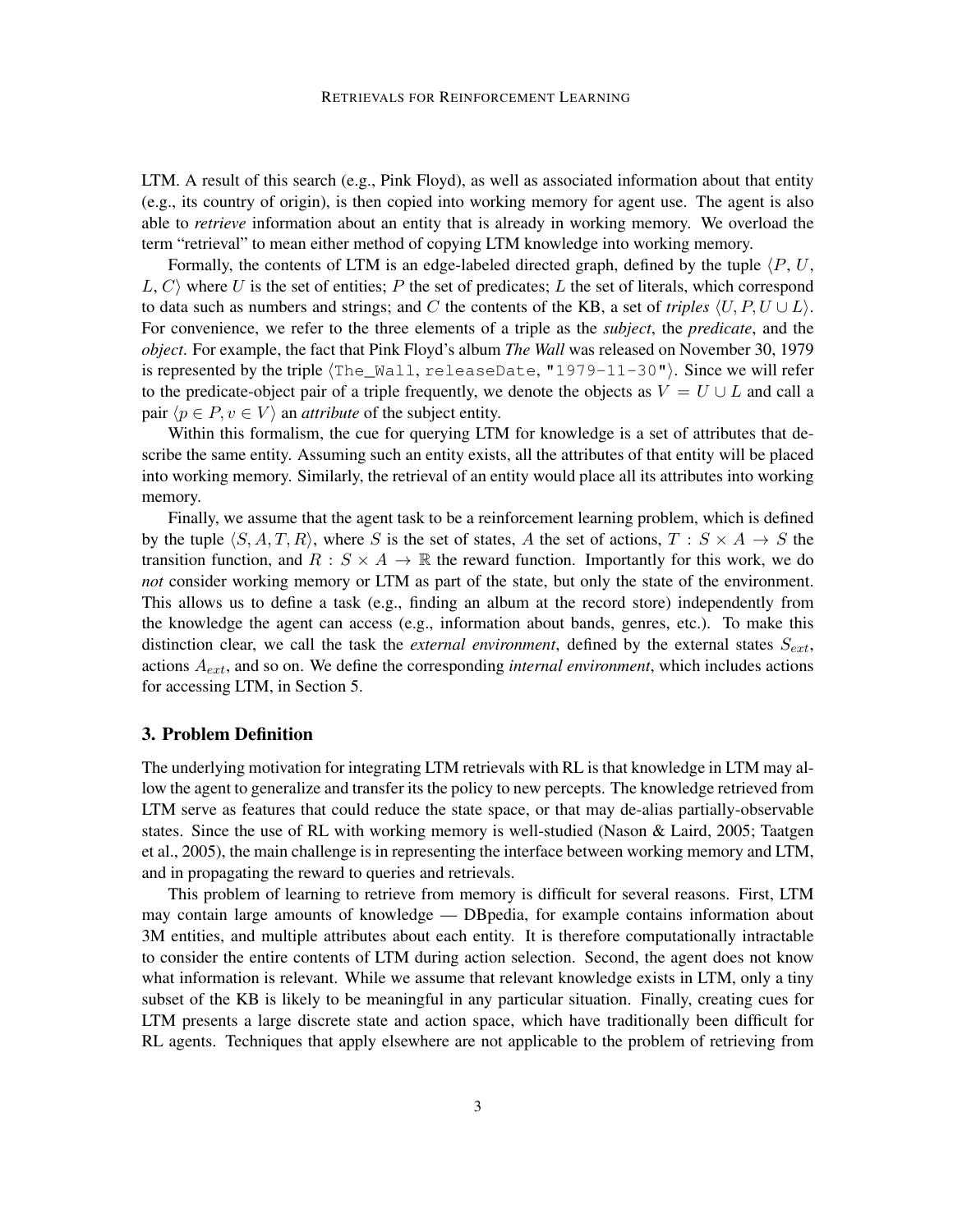LTM. A result of this search (e.g., Pink Floyd), as well as associated information about that entity (e.g., its country of origin), is then copied into working memory for agent use. The agent is also able to *retrieve* information about an entity that is already in working memory. We overload the term "retrieval" to mean either method of copying LTM knowledge into working memory.

Formally, the contents of LTM is an edge-labeled directed graph, defined by the tuple $\langle P, U, L, C\rangle$ where $U$ is the set of entities; $P$ the set of predicates; $L$ the set of literals, which correspond to data such as numbers and strings; and $C$ the contents of the KB, a set of *triples* $\langle U, P, U \cup L\rangle$. For convenience, we refer to the three elements of a triple as the *subject*, the *predicate*, and the *object*. For example, the fact that Pink Floyd's album ***The Wall*** was released on November 30, 1979 is represented by the triple $\langle$`The_Wall`, `releaseDate`, `"1979-11-30"`$\rangle$. Since we will refer to the predicate-object pair of a triple frequently, we denote the objects as $V = U \cup L$ and call a pair $\langle p \in P, v \in V\rangle$ an *attribute* of the subject entity.

Within this formalism, the cue for querying LTM for knowledge is a set of attributes that describe the same entity. Assuming such an entity exists, all the attributes of that entity will be placed into working memory. Similarly, the retrieval of an entity would place all its attributes into working memory.

Finally, we assume that the agent task to be a reinforcement learning problem, which is defined by the tuple $\langle S, A, T, R\rangle$, where $S$ is the set of states, $A$ the set of actions, $T : S \times A \rightarrow S$ the transition function, and $R : S \times A \rightarrow \mathbb{R}$ the reward function. Importantly for this work, we do *not* consider working memory or LTM as part of the state, but only the state of the environment. This allows us to define a task (e.g., finding an album at the record store) independently from the knowledge the agent can access (e.g., information about bands, genres, etc.). To make this distinction clear, we call the task the *external environment*, defined by the external states $S_{ext}$, actions $A_{ext}$, and so on. We define the corresponding *internal environment*, which includes actions for accessing LTM, in Section 5.

## 3. Problem Definition

The underlying motivation for integrating LTM retrievals with RL is that knowledge in LTM may allow the agent to generalize and transfer its the policy to new percepts. The knowledge retrieved from LTM serve as features that could reduce the state space, or that may de-alias partially-observable states. Since the use of RL with working memory is well-studied (Nason & Laird, 2005; Taatgen et al., 2005), the main challenge is in representing the interface between working memory and LTM, and in propagating the reward to queries and retrievals.

This problem of learning to retrieve from memory is difficult for several reasons. First, LTM may contain large amounts of knowledge — DBpedia, for example contains information about 3M entities, and multiple attributes about each entity. It is therefore computationally intractable to consider the entire contents of LTM during action selection. Second, the agent does not know what information is relevant. While we assume that relevant knowledge exists in LTM, only a tiny subset of the KB is likely to be meaningful in any particular situation. Finally, creating cues for LTM presents a large discrete state and action space, which have traditionally been difficult for RL agents. Techniques that apply elsewhere are not applicable to the problem of retrieving from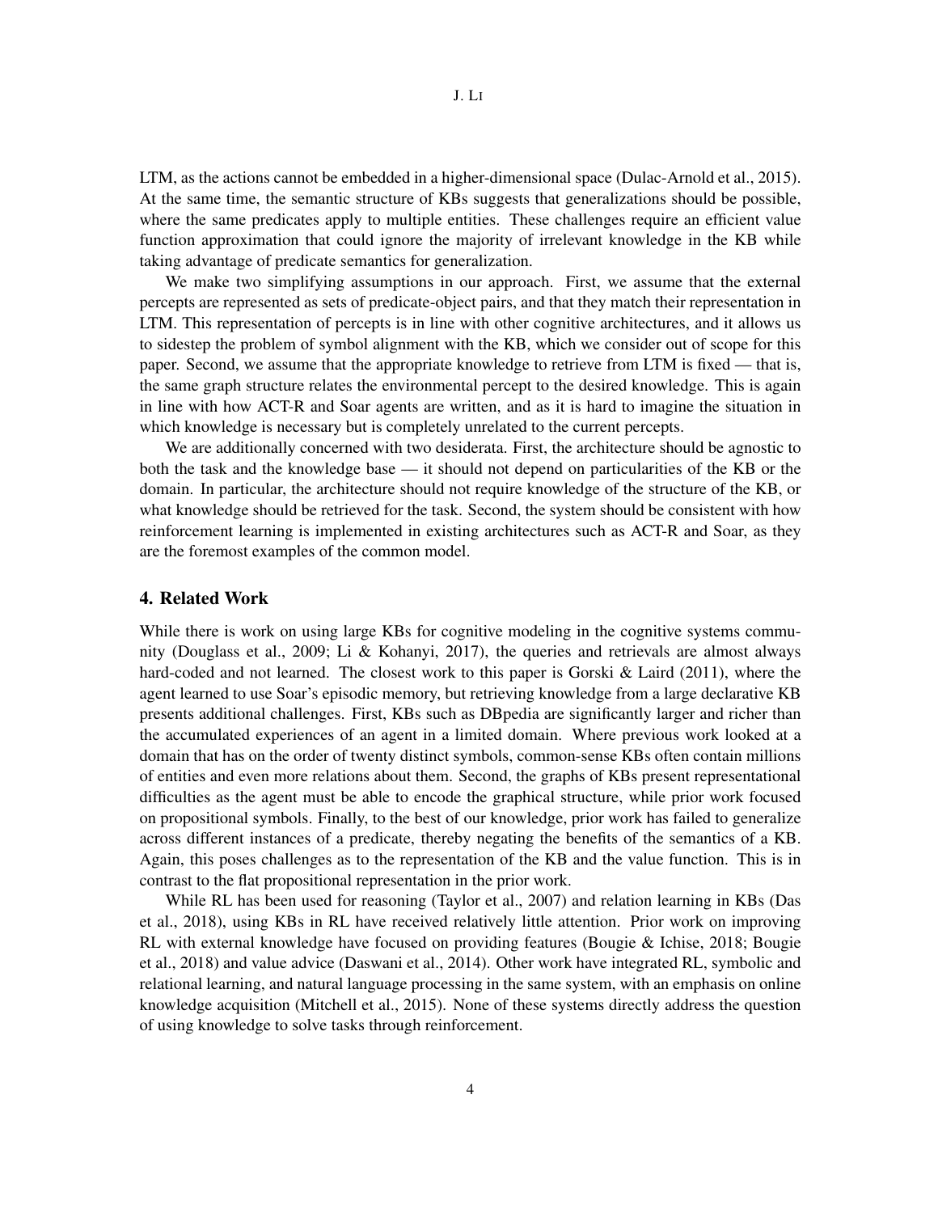LTM, as the actions cannot be embedded in a higher-dimensional space (Dulac-Arnold et al., 2015). At the same time, the semantic structure of KBs suggests that generalizations should be possible, where the same predicates apply to multiple entities. These challenges require an efficient value function approximation that could ignore the majority of irrelevant knowledge in the KB while taking advantage of predicate semantics for generalization.

We make two simplifying assumptions in our approach. First, we assume that the external percepts are represented as sets of predicate-object pairs, and that they match their representation in LTM. This representation of percepts is in line with other cognitive architectures, and it allows us to sidestep the problem of symbol alignment with the KB, which we consider out of scope for this paper. Second, we assume that the appropriate knowledge to retrieve from LTM is fixed — that is, the same graph structure relates the environmental percept to the desired knowledge. This is again in line with how ACT-R and Soar agents are written, and as it is hard to imagine the situation in which knowledge is necessary but is completely unrelated to the current percepts.

We are additionally concerned with two desiderata. First, the architecture should be agnostic to both the task and the knowledge base — it should not depend on particularities of the KB or the domain. In particular, the architecture should not require knowledge of the structure of the KB, or what knowledge should be retrieved for the task. Second, the system should be consistent with how reinforcement learning is implemented in existing architectures such as ACT-R and Soar, as they are the foremost examples of the common model.

## 4. Related Work

While there is work on using large KBs for cognitive modeling in the cognitive systems community (Douglass et al., 2009; Li & Kohanyi, 2017), the queries and retrievals are almost always hard-coded and not learned. The closest work to this paper is Gorski & Laird (2011), where the agent learned to use Soar's episodic memory, but retrieving knowledge from a large declarative KB presents additional challenges. First, KBs such as DBpedia are significantly larger and richer than the accumulated experiences of an agent in a limited domain. Where previous work looked at a domain that has on the order of twenty distinct symbols, common-sense KBs often contain millions of entities and even more relations about them. Second, the graphs of KBs present representational difficulties as the agent must be able to encode the graphical structure, while prior work focused on propositional symbols. Finally, to the best of our knowledge, prior work has failed to generalize across different instances of a predicate, thereby negating the benefits of the semantics of a KB. Again, this poses challenges as to the representation of the KB and the value function. This is in contrast to the flat propositional representation in the prior work.

While RL has been used for reasoning (Taylor et al., 2007) and relation learning in KBs (Das et al., 2018), using KBs in RL have received relatively little attention. Prior work on improving RL with external knowledge have focused on providing features (Bougie & Ichise, 2018; Bougie et al., 2018) and value advice (Daswani et al., 2014). Other work have integrated RL, symbolic and relational learning, and natural language processing in the same system, with an emphasis on online knowledge acquisition (Mitchell et al., 2015). None of these systems directly address the question of using knowledge to solve tasks through reinforcement.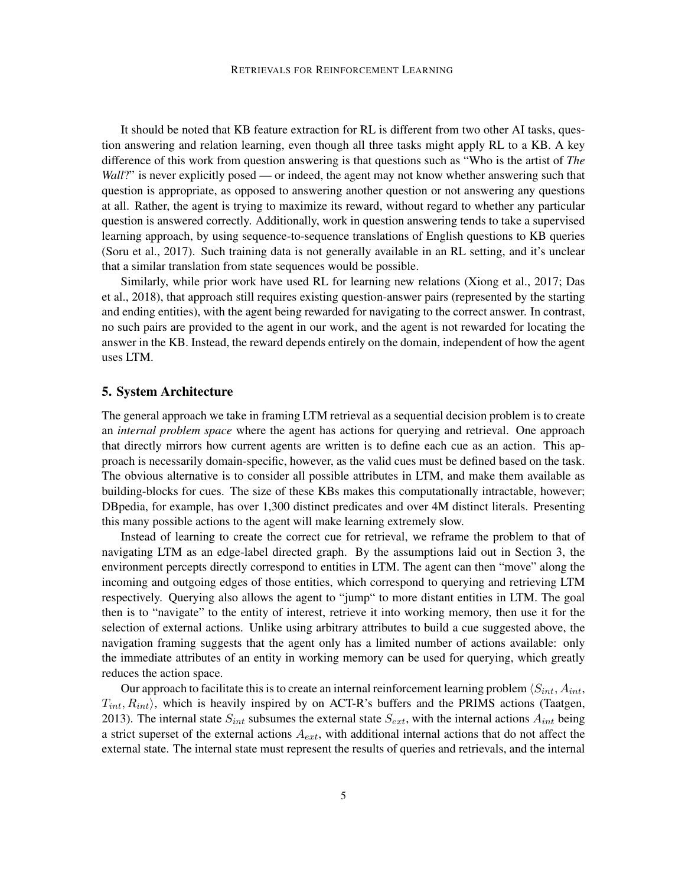It should be noted that KB feature extraction for RL is different from two other AI tasks, question answering and relation learning, even though all three tasks might apply RL to a KB. A key difference of this work from question answering is that questions such as "Who is the artist of *The Wall*?" is never explicitly posed — or indeed, the agent may not know whether answering such that question is appropriate, as opposed to answering another question or not answering any questions at all. Rather, the agent is trying to maximize its reward, without regard to whether any particular question is answered correctly. Additionally, work in question answering tends to take a supervised learning approach, by using sequence-to-sequence translations of English questions to KB queries (Soru et al., 2017). Such training data is not generally available in an RL setting, and it's unclear that a similar translation from state sequences would be possible.

Similarly, while prior work have used RL for learning new relations (Xiong et al., 2017; Das et al., 2018), that approach still requires existing question-answer pairs (represented by the starting and ending entities), with the agent being rewarded for navigating to the correct answer. In contrast, no such pairs are provided to the agent in our work, and the agent is not rewarded for locating the answer in the KB. Instead, the reward depends entirely on the domain, independent of how the agent uses LTM.

## 5. System Architecture

The general approach we take in framing LTM retrieval as a sequential decision problem is to create an *internal problem space* where the agent has actions for querying and retrieval. One approach that directly mirrors how current agents are written is to define each cue as an action. This approach is necessarily domain-specific, however, as the valid cues must be defined based on the task. The obvious alternative is to consider all possible attributes in LTM, and make them available as building-blocks for cues. The size of these KBs makes this computationally intractable, however; DBpedia, for example, has over 1,300 distinct predicates and over 4M distinct literals. Presenting this many possible actions to the agent will make learning extremely slow.

Instead of learning to create the correct cue for retrieval, we reframe the problem to that of navigating LTM as an edge-label directed graph. By the assumptions laid out in Section 3, the environment percepts directly correspond to entities in LTM. The agent can then "move" along the incoming and outgoing edges of those entities, which correspond to querying and retrieving LTM respectively. Querying also allows the agent to "jump" to more distant entities in LTM. The goal then is to "navigate" to the entity of interest, retrieve it into working memory, then use it for the selection of external actions. Unlike using arbitrary attributes to build a cue suggested above, the navigation framing suggests that the agent only has a limited number of actions available: only the immediate attributes of an entity in working memory can be used for querying, which greatly reduces the action space.

Our approach to facilitate this is to create an internal reinforcement learning problem $\langle S_{int}, A_{int}, T_{int}, R_{int} \rangle$, which is heavily inspired by on ACT-R's buffers and the PRIMS actions (Taatgen, 2013). The internal state $S_{int}$ subsumes the external state $S_{ext}$, with the internal actions $A_{int}$ being a strict superset of the external actions $A_{ext}$, with additional internal actions that do not affect the external state. The internal state must represent the results of queries and retrievals, and the internal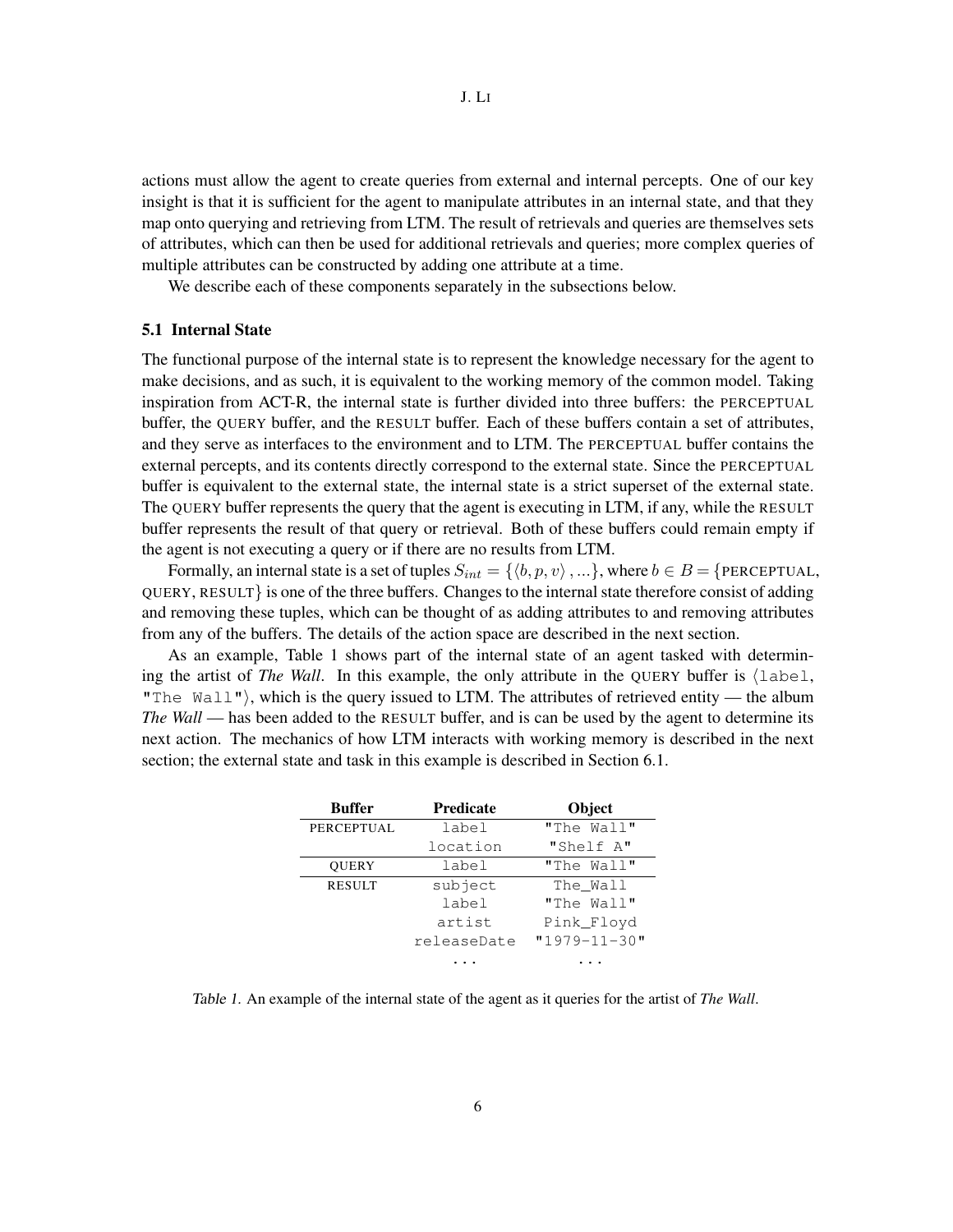actions must allow the agent to create queries from external and internal percepts. One of our key insight is that it is sufficient for the agent to manipulate attributes in an internal state, and that they map onto querying and retrieving from LTM. The result of retrievals and queries are themselves sets of attributes, which can then be used for additional retrievals and queries; more complex queries of multiple attributes can be constructed by adding one attribute at a time.

We describe each of these components separately in the subsections below.

### 5.1 Internal State

The functional purpose of the internal state is to represent the knowledge necessary for the agent to make decisions, and as such, it is equivalent to the working memory of the common model. Taking inspiration from ACT-R, the internal state is further divided into three buffers: the PERCEPTUAL buffer, the QUERY buffer, and the RESULT buffer. Each of these buffers contain a set of attributes, and they serve as interfaces to the environment and to LTM. The PERCEPTUAL buffer contains the external percepts, and its contents directly correspond to the external state. Since the PERCEPTUAL buffer is equivalent to the external state, the internal state is a strict superset of the external state. The QUERY buffer represents the query that the agent is executing in LTM, if any, while the RESULT buffer represents the result of that query or retrieval. Both of these buffers could remain empty if the agent is not executing a query or if there are no results from LTM.

Formally, an internal state is a set of tuples $S_{int} = \{\langle b, p, v \rangle, ...\}$, where $b \in B = \{$PERCEPTUAL, QUERY, RESULT$\}$ is one of the three buffers. Changes to the internal state therefore consist of adding and removing these tuples, which can be thought of as adding attributes to and removing attributes from any of the buffers. The details of the action space are described in the next section.

As an example, Table 1 shows part of the internal state of an agent tasked with determining the artist of *The Wall*. In this example, the only attribute in the QUERY buffer is ⟨`label`, `"The Wall"`⟩, which is the query issued to LTM. The attributes of retrieved entity — the album *The Wall* — has been added to the RESULT buffer, and is can be used by the agent to determine its next action. The mechanics of how LTM interacts with working memory is described in the next section; the external state and task in this example is described in Section 6.1.

| Buffer | Predicate | Object |
|---|---|---|
| PERCEPTUAL | `label` | `"The Wall"` |
| | `location` | `"Shelf A"` |
| QUERY | `label` | `"The Wall"` |
| RESULT | `subject` | `The_Wall` |
| | `label` | `"The Wall"` |
| | `artist` | `Pink_Floyd` |
| | `releaseDate` | `"1979-11-30"` |
| | ... | ... |

*Table 1.* An example of the internal state of the agent as it queries for the artist of *The Wall*.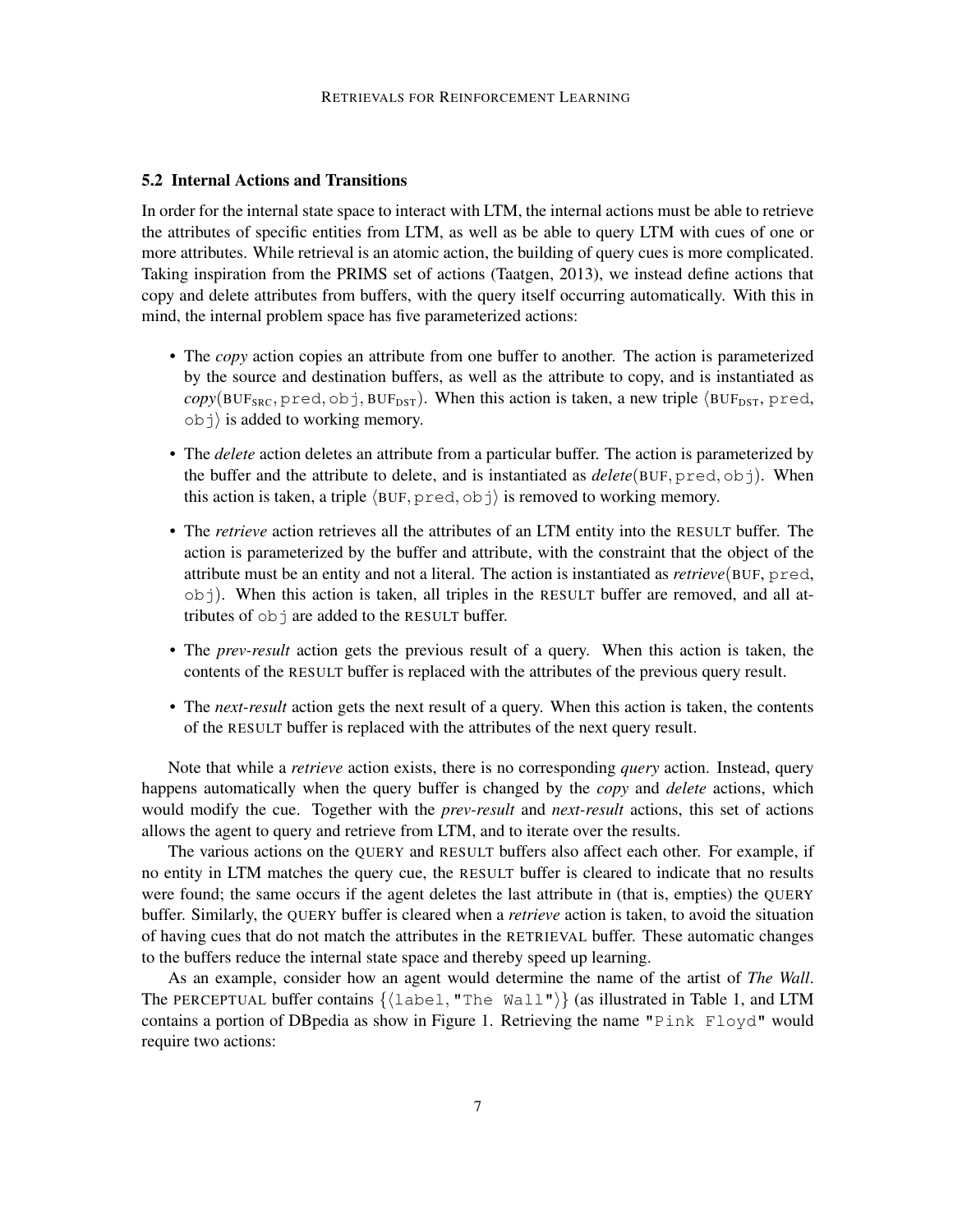### 5.2 Internal Actions and Transitions

In order for the internal state space to interact with LTM, the internal actions must be able to retrieve the attributes of specific entities from LTM, as well as be able to query LTM with cues of one or more attributes. While retrieval is an atomic action, the building of query cues is more complicated. Taking inspiration from the PRIMS set of actions (Taatgen, 2013), we instead define actions that copy and delete attributes from buffers, with the query itself occurring automatically. With this in mind, the internal problem space has five parameterized actions:

- The *copy* action copies an attribute from one buffer to another. The action is parameterized by the source and destination buffers, as well as the attribute to copy, and is instantiated as *copy*($\text{BUF}_{\text{SRC}}$, `pred`, `obj`, $\text{BUF}_{\text{DST}}$). When this action is taken, a new triple $\langle$$\text{BUF}_{\text{DST}}$, `pred`, `obj`$\rangle$ is added to working memory.
- The *delete* action deletes an attribute from a particular buffer. The action is parameterized by the buffer and the attribute to delete, and is instantiated as *delete*(BUF, `pred`, `obj`). When this action is taken, a triple $\langle$BUF, `pred`, `obj`$\rangle$ is removed to working memory.
- The *retrieve* action retrieves all the attributes of an LTM entity into the RESULT buffer. The action is parameterized by the buffer and attribute, with the constraint that the object of the attribute must be an entity and not a literal. The action is instantiated as *retrieve*(BUF, `pred`, `obj`). When this action is taken, all triples in the RESULT buffer are removed, and all attributes of `obj` are added to the RESULT buffer.
- The *prev-result* action gets the previous result of a query. When this action is taken, the contents of the RESULT buffer is replaced with the attributes of the previous query result.
- The *next-result* action gets the next result of a query. When this action is taken, the contents of the RESULT buffer is replaced with the attributes of the next query result.

Note that while a *retrieve* action exists, there is no corresponding *query* action. Instead, query happens automatically when the query buffer is changed by the *copy* and *delete* actions, which would modify the cue. Together with the *prev-result* and *next-result* actions, this set of actions allows the agent to query and retrieve from LTM, and to iterate over the results.

The various actions on the QUERY and RESULT buffers also affect each other. For example, if no entity in LTM matches the query cue, the RESULT buffer is cleared to indicate that no results were found; the same occurs if the agent deletes the last attribute in (that is, empties) the QUERY buffer. Similarly, the QUERY buffer is cleared when a *retrieve* action is taken, to avoid the situation of having cues that do not match the attributes in the RETRIEVAL buffer. These automatic changes to the buffers reduce the internal state space and thereby speed up learning.

As an example, consider how an agent would determine the name of the artist of *The Wall*. The PERCEPTUAL buffer contains $\{\langle$`label`, `"The Wall"`$\rangle\}$ (as illustrated in Table 1, and LTM contains a portion of DBpedia as show in Figure 1. Retrieving the name `"Pink Floyd"` would require two actions: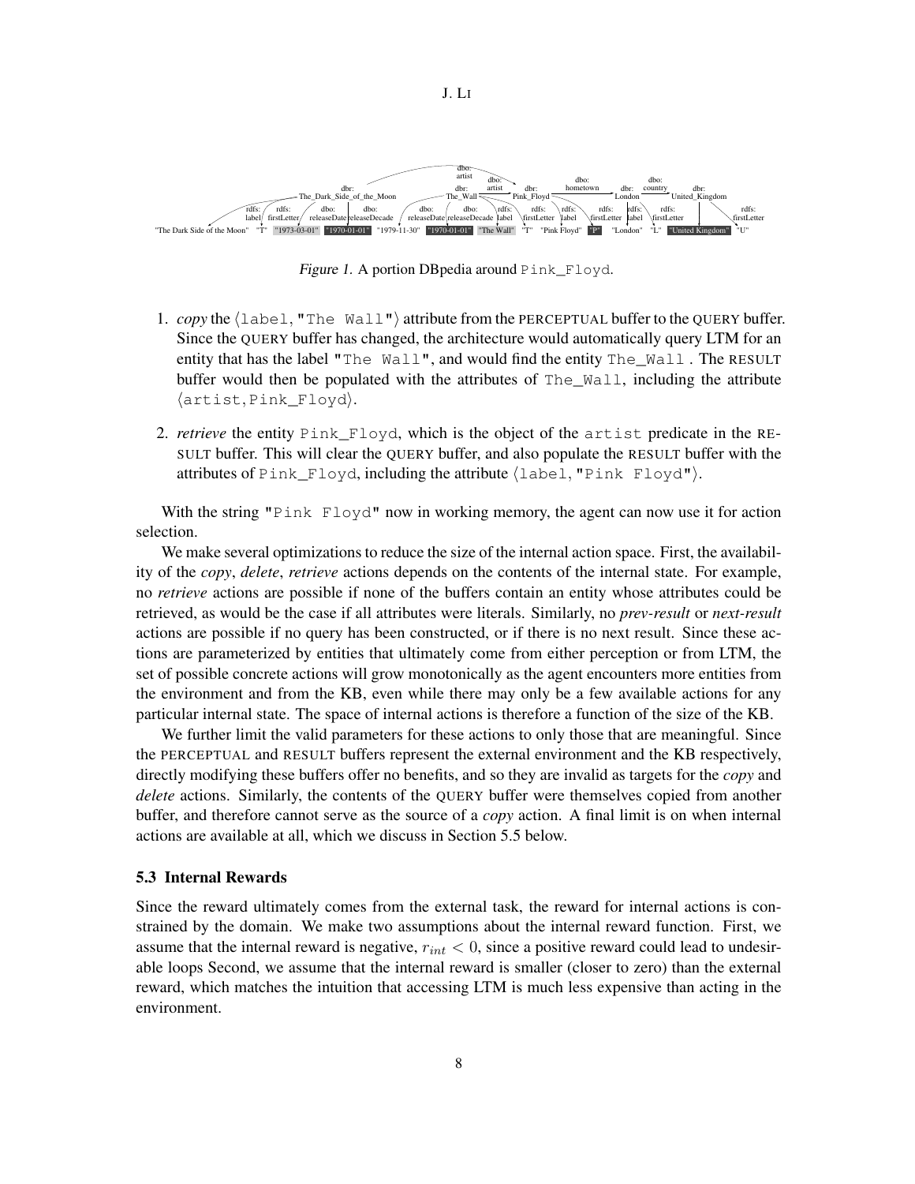*Figure 1.* A portion DBpedia around `Pink_Floyd`.

1. *copy* the ⟨`label`, `"The Wall"`⟩ attribute from the PERCEPTUAL buffer to the QUERY buffer. Since the QUERY buffer has changed, the architecture would automatically query LTM for an entity that has the label `"The Wall"`, and would find the entity `The_Wall` . The RESULT buffer would then be populated with the attributes of `The_Wall`, including the attribute ⟨`artist`, `Pink_Floyd`⟩.

2. *retrieve* the entity `Pink_Floyd`, which is the object of the `artist` predicate in the RESULT buffer. This will clear the QUERY buffer, and also populate the RESULT buffer with the attributes of `Pink_Floyd`, including the attribute ⟨`label`, `"Pink Floyd"`⟩.

With the string `"Pink Floyd"` now in working memory, the agent can now use it for action selection.

We make several optimizations to reduce the size of the internal action space. First, the availability of the *copy*, *delete*, *retrieve* actions depends on the contents of the internal state. For example, no *retrieve* actions are possible if none of the buffers contain an entity whose attributes could be retrieved, as would be the case if all attributes were literals. Similarly, no *prev-result* or *next-result* actions are possible if no query has been constructed, or if there is no next result. Since these actions are parameterized by entities that ultimately come from either perception or from LTM, the set of possible concrete actions will grow monotonically as the agent encounters more entities from the environment and from the KB, even while there may only be a few available actions for any particular internal state. The space of internal actions is therefore a function of the size of the KB.

We further limit the valid parameters for these actions to only those that are meaningful. Since the PERCEPTUAL and RESULT buffers represent the external environment and the KB respectively, directly modifying these buffers offer no benefits, and so they are invalid as targets for the *copy* and *delete* actions. Similarly, the contents of the QUERY buffer were themselves copied from another buffer, and therefore cannot serve as the source of a *copy* action. A final limit is on when internal actions are available at all, which we discuss in Section 5.5 below.

### 5.3 Internal Rewards

Since the reward ultimately comes from the external task, the reward for internal actions is constrained by the domain. We make two assumptions about the internal reward function. First, we assume that the internal reward is negative, $r_{int} < 0$, since a positive reward could lead to undesirable loops Second, we assume that the internal reward is smaller (closer to zero) than the external reward, which matches the intuition that accessing LTM is much less expensive than acting in the environment.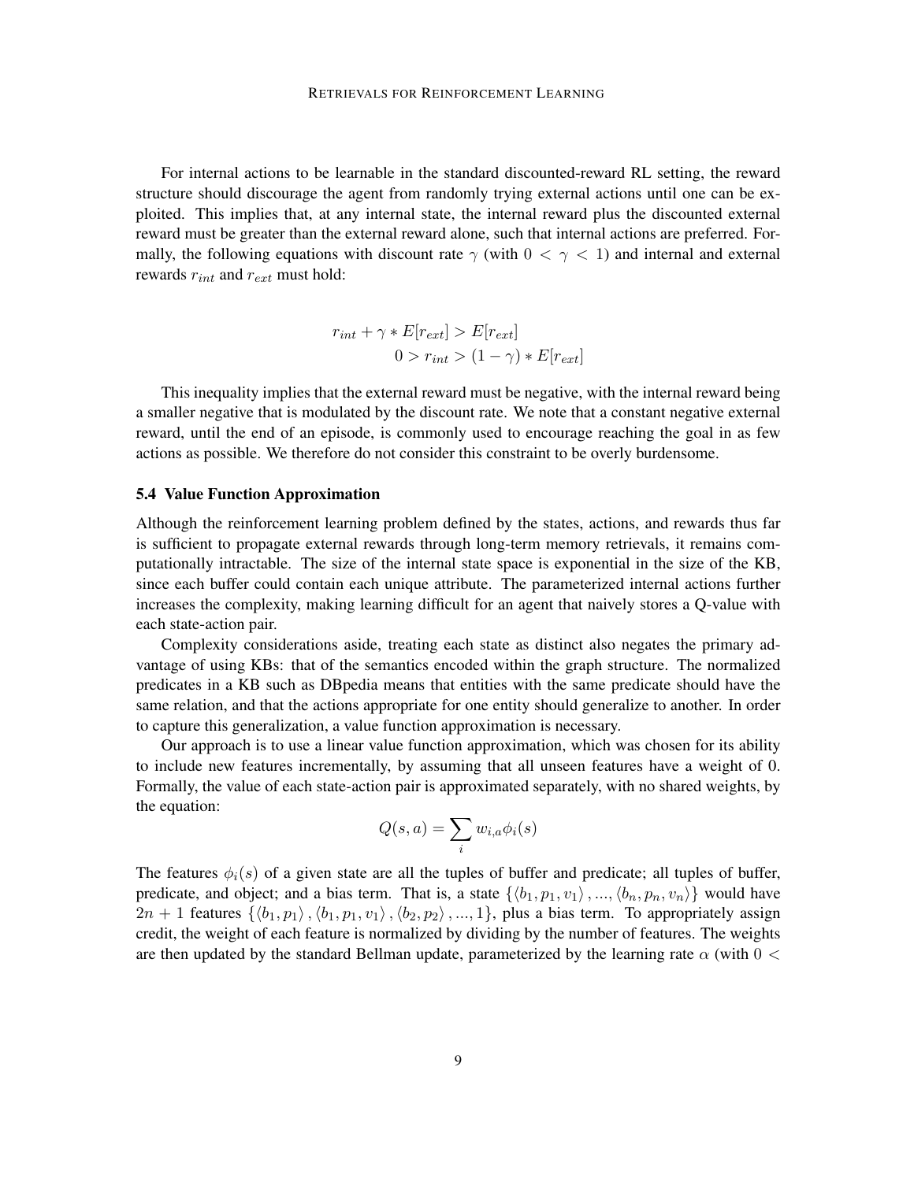For internal actions to be learnable in the standard discounted-reward RL setting, the reward structure should discourage the agent from randomly trying external actions until one can be exploited. This implies that, at any internal state, the internal reward plus the discounted external reward must be greater than the external reward alone, such that internal actions are preferred. Formally, the following equations with discount rate $\gamma$ (with $0 < \gamma < 1$) and internal and external rewards $r_{int}$ and $r_{ext}$ must hold:

$$
\begin{aligned}
r_{int} + \gamma * E[r_{ext}] &> E[r_{ext}] \\
0 > r_{int} &> (1 - \gamma) * E[r_{ext}]
\end{aligned}
$$

This inequality implies that the external reward must be negative, with the internal reward being a smaller negative that is modulated by the discount rate. We note that a constant negative external reward, until the end of an episode, is commonly used to encourage reaching the goal in as few actions as possible. We therefore do not consider this constraint to be overly burdensome.

### 5.4 Value Function Approximation

Although the reinforcement learning problem defined by the states, actions, and rewards thus far is sufficient to propagate external rewards through long-term memory retrievals, it remains computationally intractable. The size of the internal state space is exponential in the size of the KB, since each buffer could contain each unique attribute. The parameterized internal actions further increases the complexity, making learning difficult for an agent that naively stores a Q-value with each state-action pair.

Complexity considerations aside, treating each state as distinct also negates the primary advantage of using KBs: that of the semantics encoded within the graph structure. The normalized predicates in a KB such as DBpedia means that entities with the same predicate should have the same relation, and that the actions appropriate for one entity should generalize to another. In order to capture this generalization, a value function approximation is necessary.

Our approach is to use a linear value function approximation, which was chosen for its ability to include new features incrementally, by assuming that all unseen features have a weight of 0. Formally, the value of each state-action pair is approximated separately, with no shared weights, by the equation:

$$
Q(s, a) = \sum_i w_{i,a} \phi_i(s)
$$

The features $\phi_i(s)$ of a given state are all the tuples of buffer and predicate; all tuples of buffer, predicate, and object; and a bias term. That is, a state $\{\langle b_1, p_1, v_1 \rangle, ..., \langle b_n, p_n, v_n \rangle\}$ would have $2n + 1$ features $\{\langle b_1, p_1 \rangle, \langle b_1, p_1, v_1 \rangle, \langle b_2, p_2 \rangle, ..., 1\}$, plus a bias term. To appropriately assign credit, the weight of each feature is normalized by dividing by the number of features. The weights are then updated by the standard Bellman update, parameterized by the learning rate $\alpha$ (with $0 <$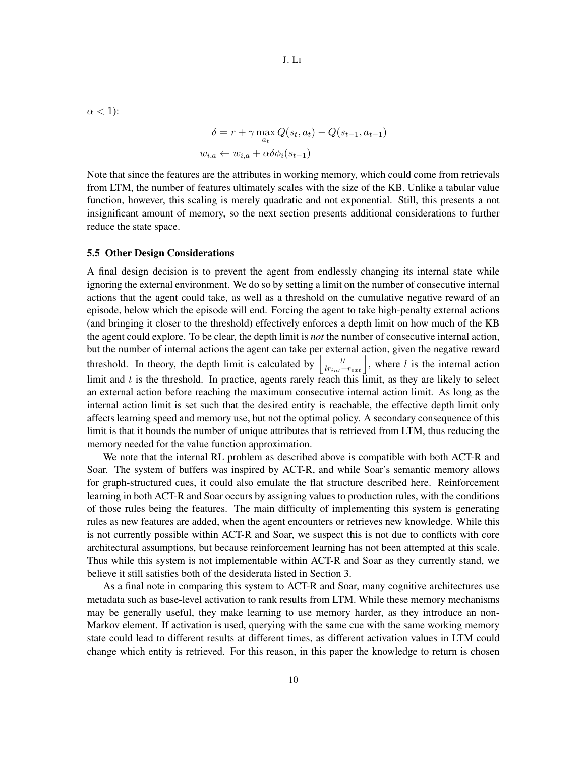$\alpha < 1$):

$$\delta = r + \gamma \max_{a_t} Q(s_t, a_t) - Q(s_{t-1}, a_{t-1})$$
$$w_{i,a} \leftarrow w_{i,a} + \alpha \delta \phi_i(s_{t-1})$$

Note that since the features are the attributes in working memory, which could come from retrievals from LTM, the number of features ultimately scales with the size of the KB. Unlike a tabular value function, however, this scaling is merely quadratic and not exponential. Still, this presents a not insignificant amount of memory, so the next section presents additional considerations to further reduce the state space.

### 5.5 Other Design Considerations

A final design decision is to prevent the agent from endlessly changing its internal state while ignoring the external environment. We do so by setting a limit on the number of consecutive internal actions that the agent could take, as well as a threshold on the cumulative negative reward of an episode, below which the episode will end. Forcing the agent to take high-penalty external actions (and bringing it closer to the threshold) effectively enforces a depth limit on how much of the KB the agent could explore. To be clear, the depth limit is *not* the number of consecutive internal action, but the number of internal actions the agent can take per external action, given the negative reward threshold. In theory, the depth limit is calculated by $\left\lfloor \frac{lt}{lr_{int} + r_{ext}} \right\rfloor$, where $l$ is the internal action limit and $t$ is the threshold. In practice, agents rarely reach this limit, as they are likely to select an external action before reaching the maximum consecutive internal action limit. As long as the internal action limit is set such that the desired entity is reachable, the effective depth limit only affects learning speed and memory use, but not the optimal policy. A secondary consequence of this limit is that it bounds the number of unique attributes that is retrieved from LTM, thus reducing the memory needed for the value function approximation.

We note that the internal RL problem as described above is compatible with both ACT-R and Soar. The system of buffers was inspired by ACT-R, and while Soar's semantic memory allows for graph-structured cues, it could also emulate the flat structure described here. Reinforcement learning in both ACT-R and Soar occurs by assigning values to production rules, with the conditions of those rules being the features. The main difficulty of implementing this system is generating rules as new features are added, when the agent encounters or retrieves new knowledge. While this is not currently possible within ACT-R and Soar, we suspect this is not due to conflicts with core architectural assumptions, but because reinforcement learning has not been attempted at this scale. Thus while this system is not implementable within ACT-R and Soar as they currently stand, we believe it still satisfies both of the desiderata listed in Section 3.

As a final note in comparing this system to ACT-R and Soar, many cognitive architectures use metadata such as base-level activation to rank results from LTM. While these memory mechanisms may be generally useful, they make learning to use memory harder, as they introduce an non-Markov element. If activation is used, querying with the same cue with the same working memory state could lead to different results at different times, as different activation values in LTM could change which entity is retrieved. For this reason, in this paper the knowledge to return is chosen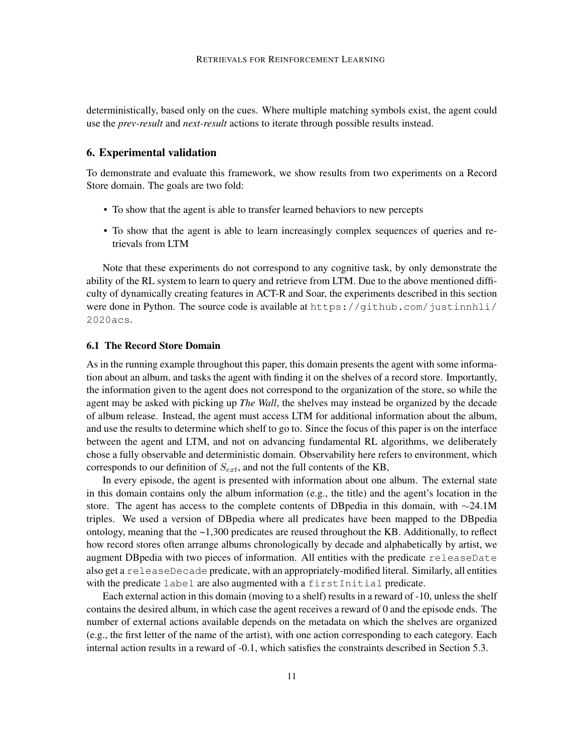deterministically, based only on the cues. Where multiple matching symbols exist, the agent could use the *prev-result* and *next-result* actions to iterate through possible results instead.

## 6. Experimental validation

To demonstrate and evaluate this framework, we show results from two experiments on a Record Store domain. The goals are two fold:

- To show that the agent is able to transfer learned behaviors to new percepts
- To show that the agent is able to learn increasingly complex sequences of queries and retrievals from LTM

Note that these experiments do not correspond to any cognitive task, by only demonstrate the ability of the RL system to learn to query and retrieve from LTM. Due to the above mentioned difficulty of dynamically creating features in ACT-R and Soar, the experiments described in this section were done in Python. The source code is available at `https://github.com/justinnhli/2020acs`.

### 6.1 The Record Store Domain

As in the running example throughout this paper, this domain presents the agent with some information about an album, and tasks the agent with finding it on the shelves of a record store. Importantly, the information given to the agent does not correspond to the organization of the store, so while the agent may be asked with picking up *The Wall*, the shelves may instead be organized by the decade of album release. Instead, the agent must access LTM for additional information about the album, and use the results to determine which shelf to go to. Since the focus of this paper is on the interface between the agent and LTM, and not on advancing fundamental RL algorithms, we deliberately chose a fully observable and deterministic domain. Observability here refers to environment, which corresponds to our definition of $S_{ext}$, and not the full contents of the KB,

In every episode, the agent is presented with information about one album. The external state in this domain contains only the album information (e.g., the title) and the agent's location in the store. The agent has access to the complete contents of DBpedia in this domain, with $\sim$24.1M triples. We used a version of DBpedia where all predicates have been mapped to the DBpedia ontology, meaning that the ~1,300 predicates are reused throughout the KB. Additionally, to reflect how record stores often arrange albums chronologically by decade and alphabetically by artist, we augment DBpedia with two pieces of information. All entities with the predicate `releaseDate` also get a `releaseDecade` predicate, with an appropriately-modified literal. Similarly, all entities with the predicate `label` are also augmented with a `firstInitial` predicate.

Each external action in this domain (moving to a shelf) results in a reward of -10, unless the shelf contains the desired album, in which case the agent receives a reward of 0 and the episode ends. The number of external actions available depends on the metadata on which the shelves are organized (e.g., the first letter of the name of the artist), with one action corresponding to each category. Each internal action results in a reward of -0.1, which satisfies the constraints described in Section 5.3.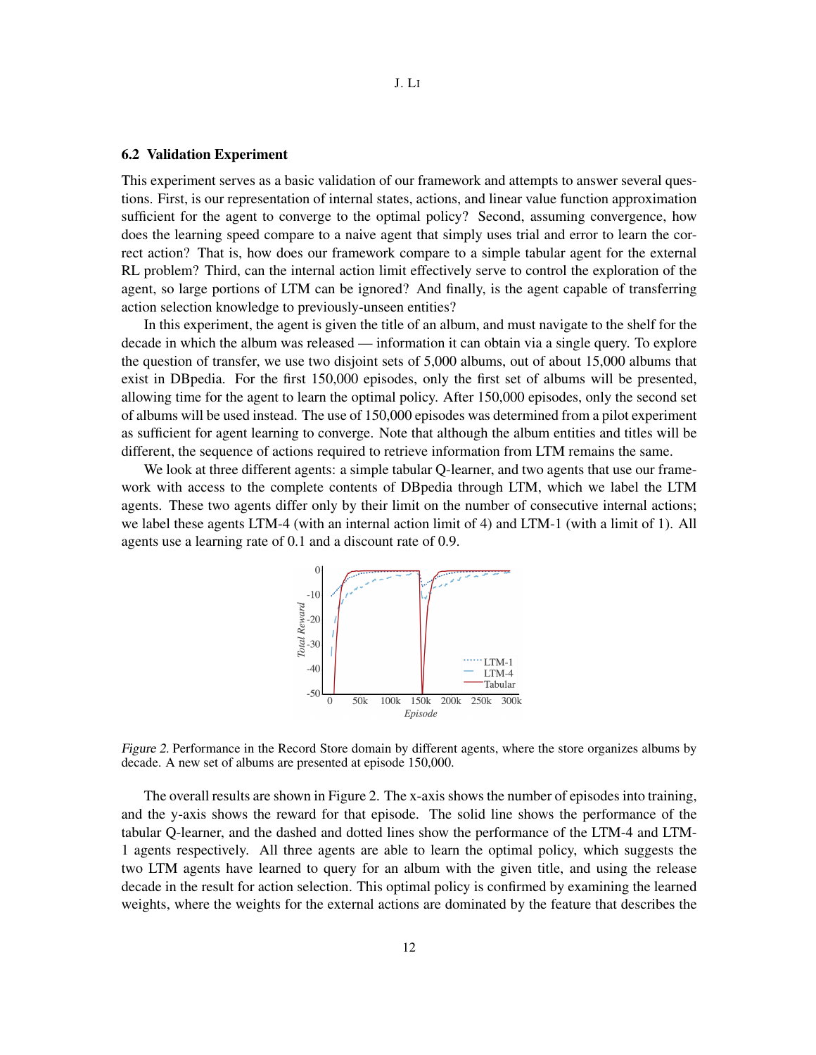### 6.2 Validation Experiment

This experiment serves as a basic validation of our framework and attempts to answer several questions. First, is our representation of internal states, actions, and linear value function approximation sufficient for the agent to converge to the optimal policy? Second, assuming convergence, how does the learning speed compare to a naive agent that simply uses trial and error to learn the correct action? That is, how does our framework compare to a simple tabular agent for the external RL problem? Third, can the internal action limit effectively serve to control the exploration of the agent, so large portions of LTM can be ignored? And finally, is the agent capable of transferring action selection knowledge to previously-unseen entities?

In this experiment, the agent is given the title of an album, and must navigate to the shelf for the decade in which the album was released — information it can obtain via a single query. To explore the question of transfer, we use two disjoint sets of 5,000 albums, out of about 15,000 albums that exist in DBpedia. For the first 150,000 episodes, only the first set of albums will be presented, allowing time for the agent to learn the optimal policy. After 150,000 episodes, only the second set of albums will be used instead. The use of 150,000 episodes was determined from a pilot experiment as sufficient for agent learning to converge. Note that although the album entities and titles will be different, the sequence of actions required to retrieve information from LTM remains the same.

We look at three different agents: a simple tabular Q-learner, and two agents that use our framework with access to the complete contents of DBpedia through LTM, which we label the LTM agents. These two agents differ only by their limit on the number of consecutive internal actions; we label these agents LTM-4 (with an internal action limit of 4) and LTM-1 (with a limit of 1). All agents use a learning rate of 0.1 and a discount rate of 0.9.

*Figure 2.* Performance in the Record Store domain by different agents, where the store organizes albums by decade. A new set of albums are presented at episode 150,000.

The overall results are shown in Figure 2. The x-axis shows the number of episodes into training, and the y-axis shows the reward for that episode. The solid line shows the performance of the tabular Q-learner, and the dashed and dotted lines show the performance of the LTM-4 and LTM-1 agents respectively. All three agents are able to learn the optimal policy, which suggests the two LTM agents have learned to query for an album with the given title, and using the release decade in the result for action selection. This optimal policy is confirmed by examining the learned weights, where the weights for the external actions are dominated by the feature that describes the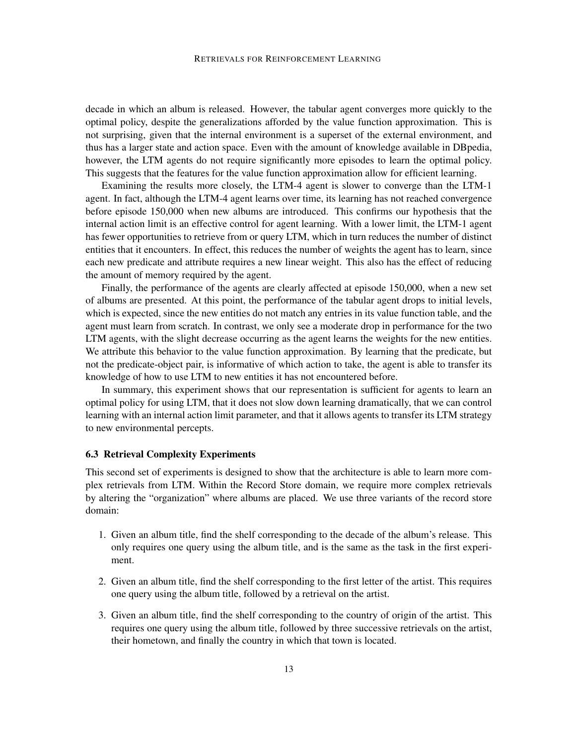decade in which an album is released. However, the tabular agent converges more quickly to the optimal policy, despite the generalizations afforded by the value function approximation. This is not surprising, given that the internal environment is a superset of the external environment, and thus has a larger state and action space. Even with the amount of knowledge available in DBpedia, however, the LTM agents do not require significantly more episodes to learn the optimal policy. This suggests that the features for the value function approximation allow for efficient learning.

Examining the results more closely, the LTM-4 agent is slower to converge than the LTM-1 agent. In fact, although the LTM-4 agent learns over time, its learning has not reached convergence before episode 150,000 when new albums are introduced. This confirms our hypothesis that the internal action limit is an effective control for agent learning. With a lower limit, the LTM-1 agent has fewer opportunities to retrieve from or query LTM, which in turn reduces the number of distinct entities that it encounters. In effect, this reduces the number of weights the agent has to learn, since each new predicate and attribute requires a new linear weight. This also has the effect of reducing the amount of memory required by the agent.

Finally, the performance of the agents are clearly affected at episode 150,000, when a new set of albums are presented. At this point, the performance of the tabular agent drops to initial levels, which is expected, since the new entities do not match any entries in its value function table, and the agent must learn from scratch. In contrast, we only see a moderate drop in performance for the two LTM agents, with the slight decrease occurring as the agent learns the weights for the new entities. We attribute this behavior to the value function approximation. By learning that the predicate, but not the predicate-object pair, is informative of which action to take, the agent is able to transfer its knowledge of how to use LTM to new entities it has not encountered before.

In summary, this experiment shows that our representation is sufficient for agents to learn an optimal policy for using LTM, that it does not slow down learning dramatically, that we can control learning with an internal action limit parameter, and that it allows agents to transfer its LTM strategy to new environmental percepts.

### 6.3 Retrieval Complexity Experiments

This second set of experiments is designed to show that the architecture is able to learn more complex retrievals from LTM. Within the Record Store domain, we require more complex retrievals by altering the "organization" where albums are placed. We use three variants of the record store domain:

1. Given an album title, find the shelf corresponding to the decade of the album's release. This only requires one query using the album title, and is the same as the task in the first experiment.
2. Given an album title, find the shelf corresponding to the first letter of the artist. This requires one query using the album title, followed by a retrieval on the artist.
3. Given an album title, find the shelf corresponding to the country of origin of the artist. This requires one query using the album title, followed by three successive retrievals on the artist, their hometown, and finally the country in which that town is located.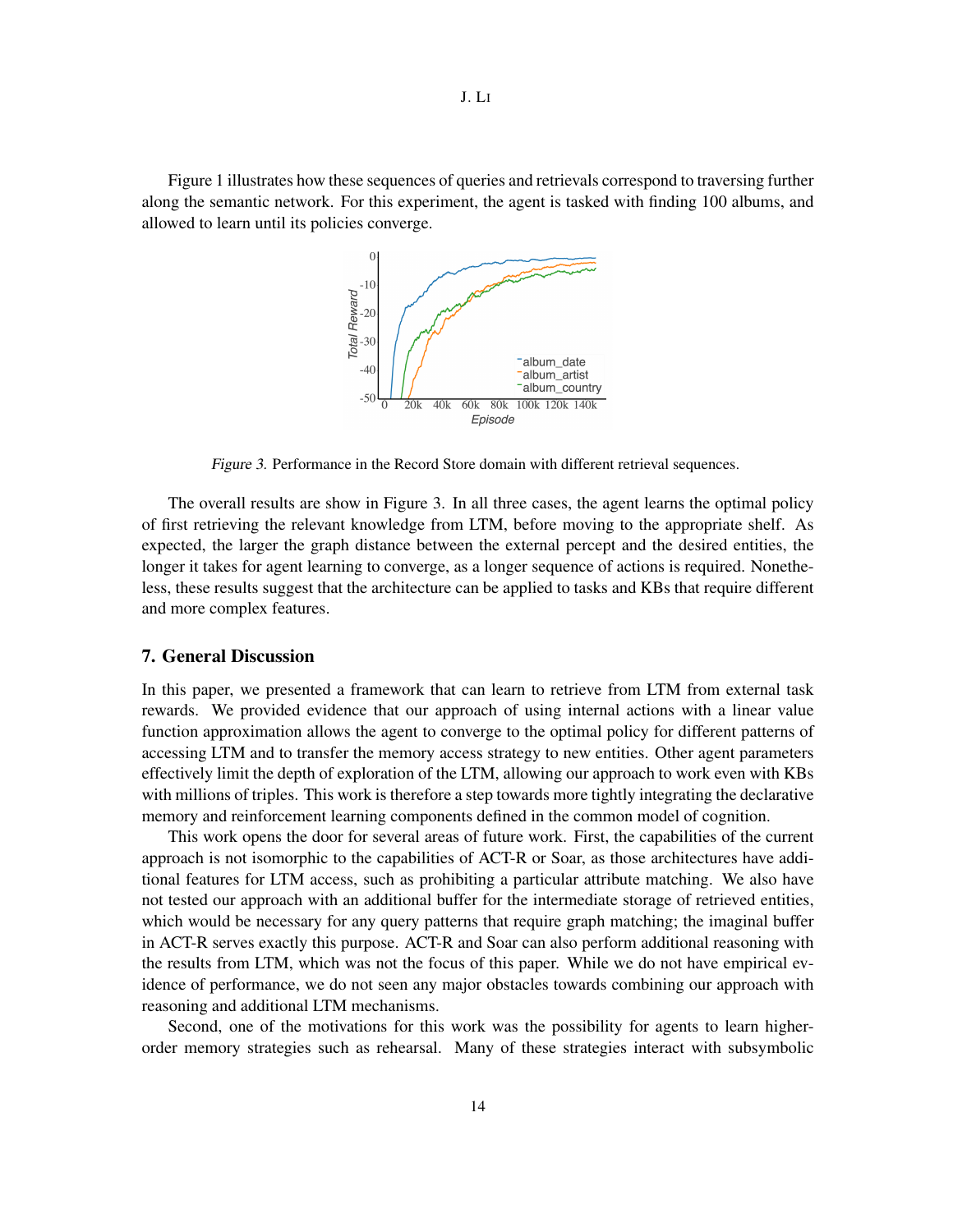Figure 1 illustrates how these sequences of queries and retrievals correspond to traversing further along the semantic network. For this experiment, the agent is tasked with finding 100 albums, and allowed to learn until its policies converge.

*Figure 3.* Performance in the Record Store domain with different retrieval sequences.

The overall results are show in Figure 3. In all three cases, the agent learns the optimal policy of first retrieving the relevant knowledge from LTM, before moving to the appropriate shelf. As expected, the larger the graph distance between the external percept and the desired entities, the longer it takes for agent learning to converge, as a longer sequence of actions is required. Nonetheless, these results suggest that the architecture can be applied to tasks and KBs that require different and more complex features.

## 7. General Discussion

In this paper, we presented a framework that can learn to retrieve from LTM from external task rewards. We provided evidence that our approach of using internal actions with a linear value function approximation allows the agent to converge to the optimal policy for different patterns of accessing LTM and to transfer the memory access strategy to new entities. Other agent parameters effectively limit the depth of exploration of the LTM, allowing our approach to work even with KBs with millions of triples. This work is therefore a step towards more tightly integrating the declarative memory and reinforcement learning components defined in the common model of cognition.

This work opens the door for several areas of future work. First, the capabilities of the current approach is not isomorphic to the capabilities of ACT-R or Soar, as those architectures have additional features for LTM access, such as prohibiting a particular attribute matching. We also have not tested our approach with an additional buffer for the intermediate storage of retrieved entities, which would be necessary for any query patterns that require graph matching; the imaginal buffer in ACT-R serves exactly this purpose. ACT-R and Soar can also perform additional reasoning with the results from LTM, which was not the focus of this paper. While we do not have empirical evidence of performance, we do not seen any major obstacles towards combining our approach with reasoning and additional LTM mechanisms.

Second, one of the motivations for this work was the possibility for agents to learn higher-order memory strategies such as rehearsal. Many of these strategies interact with subsymbolic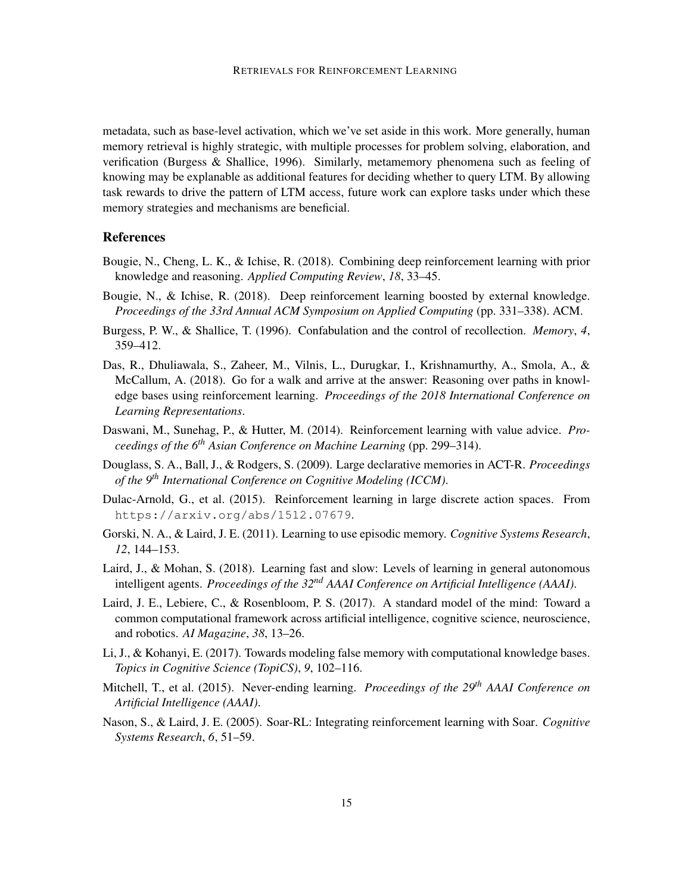metadata, such as base-level activation, which we've set aside in this work. More generally, human memory retrieval is highly strategic, with multiple processes for problem solving, elaboration, and verification (Burgess & Shallice, 1996). Similarly, metamemory phenomena such as feeling of knowing may be explanable as additional features for deciding whether to query LTM. By allowing task rewards to drive the pattern of LTM access, future work can explore tasks under which these memory strategies and mechanisms are beneficial.

## References

Bougie, N., Cheng, L. K., & Ichise, R. (2018). Combining deep reinforcement learning with prior knowledge and reasoning. *Applied Computing Review*, *18*, 33–45.

Bougie, N., & Ichise, R. (2018). Deep reinforcement learning boosted by external knowledge. *Proceedings of the 33rd Annual ACM Symposium on Applied Computing* (pp. 331–338). ACM.

Burgess, P. W., & Shallice, T. (1996). Confabulation and the control of recollection. *Memory*, *4*, 359–412.

Das, R., Dhuliawala, S., Zaheer, M., Vilnis, L., Durugkar, I., Krishnamurthy, A., Smola, A., & McCallum, A. (2018). Go for a walk and arrive at the answer: Reasoning over paths in knowledge bases using reinforcement learning. *Proceedings of the 2018 International Conference on Learning Representations*.

Daswani, M., Sunehag, P., & Hutter, M. (2014). Reinforcement learning with value advice. *Proceedings of the 6th Asian Conference on Machine Learning* (pp. 299–314).

Douglass, S. A., Ball, J., & Rodgers, S. (2009). Large declarative memories in ACT-R. *Proceedings of the 9th International Conference on Cognitive Modeling (ICCM)*.

Dulac-Arnold, G., et al. (2015). Reinforcement learning in large discrete action spaces. From `https://arxiv.org/abs/1512.07679`.

Gorski, N. A., & Laird, J. E. (2011). Learning to use episodic memory. *Cognitive Systems Research*, *12*, 144–153.

Laird, J., & Mohan, S. (2018). Learning fast and slow: Levels of learning in general autonomous intelligent agents. *Proceedings of the 32nd AAAI Conference on Artificial Intelligence (AAAI)*.

Laird, J. E., Lebiere, C., & Rosenbloom, P. S. (2017). A standard model of the mind: Toward a common computational framework across artificial intelligence, cognitive science, neuroscience, and robotics. *AI Magazine*, *38*, 13–26.

Li, J., & Kohanyi, E. (2017). Towards modeling false memory with computational knowledge bases. *Topics in Cognitive Science (TopiCS)*, *9*, 102–116.

Mitchell, T., et al. (2015). Never-ending learning. *Proceedings of the 29th AAAI Conference on Artificial Intelligence (AAAI)*.

Nason, S., & Laird, J. E. (2005). Soar-RL: Integrating reinforcement learning with Soar. *Cognitive Systems Research*, *6*, 51–59.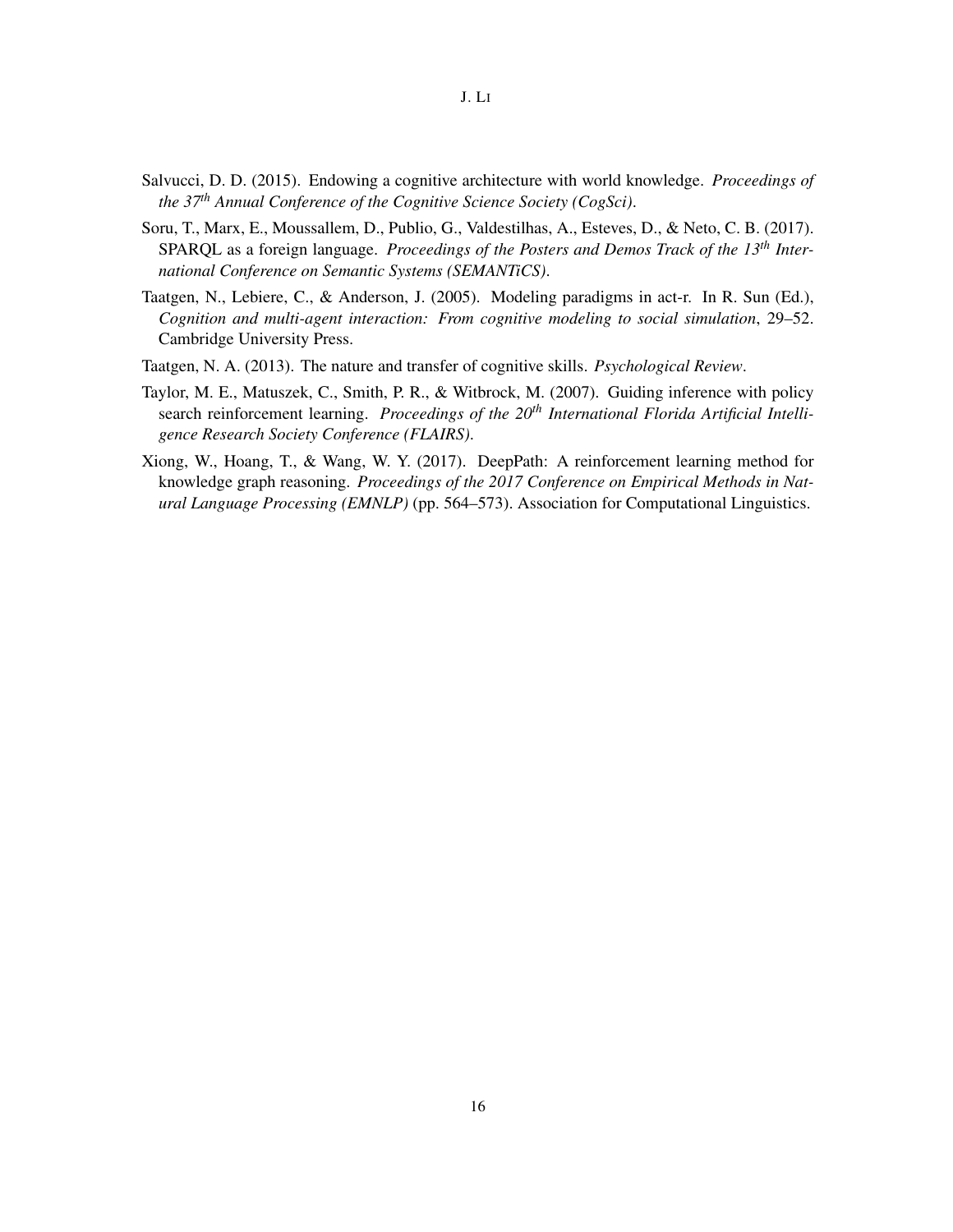Salvucci, D. D. (2015). Endowing a cognitive architecture with world knowledge. *Proceedings of the 37th Annual Conference of the Cognitive Science Society (CogSci)*.

Soru, T., Marx, E., Moussallem, D., Publio, G., Valdestilhas, A., Esteves, D., & Neto, C. B. (2017). SPARQL as a foreign language. *Proceedings of the Posters and Demos Track of the 13th International Conference on Semantic Systems (SEMANTiCS)*.

Taatgen, N., Lebiere, C., & Anderson, J. (2005). Modeling paradigms in act-r. In R. Sun (Ed.), *Cognition and multi-agent interaction: From cognitive modeling to social simulation*, 29–52. Cambridge University Press.

Taatgen, N. A. (2013). The nature and transfer of cognitive skills. *Psychological Review*.

Taylor, M. E., Matuszek, C., Smith, P. R., & Witbrock, M. (2007). Guiding inference with policy search reinforcement learning. *Proceedings of the 20th International Florida Artificial Intelligence Research Society Conference (FLAIRS)*.

Xiong, W., Hoang, T., & Wang, W. Y. (2017). DeepPath: A reinforcement learning method for knowledge graph reasoning. *Proceedings of the 2017 Conference on Empirical Methods in Natural Language Processing (EMNLP)* (pp. 564–573). Association for Computational Linguistics.